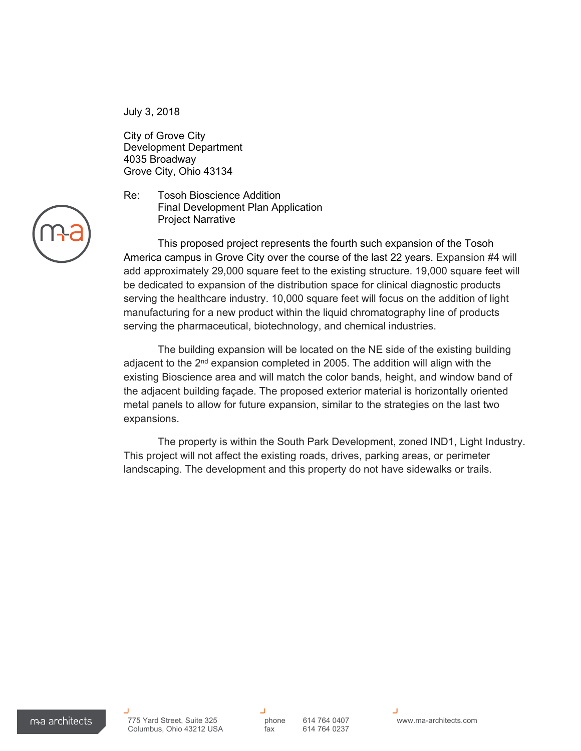July 3, 2018

City of Grove City
Development Department
4035 Broadway
Grove City, Ohio 43134

Re: Tosoh Bioscience Addition
Final Development Plan Application
Project Narrative

This proposed project represents the fourth such expansion of the Tosoh America campus in Grove City over the course of the last 22 years. Expansion #4 will add approximately 29,000 square feet to the existing structure. 19,000 square feet will be dedicated to expansion of the distribution space for clinical diagnostic products serving the healthcare industry. 10,000 square feet will focus on the addition of light manufacturing for a new product within the liquid chromatography line of products serving the pharmaceutical, biotechnology, and chemical industries.

The building expansion will be located on the NE side of the existing building adjacent to the 2nd expansion completed in 2005. The addition will align with the existing Bioscience area and will match the color bands, height, and window band of the adjacent building façade. The proposed exterior material is horizontally oriented metal panels to allow for future expansion, similar to the strategies on the last two expansions.

The property is within the South Park Development, zoned IND1, Light Industry. This project will not affect the existing roads, drives, parking areas, or perimeter landscaping. The development and this property do not have sidewalks or trails.

m+a architects

775 Yard Street, Suite 325
Columbus, Ohio 43212 USA

phone 614 764 0407
fax 614 764 0237

www.ma-architects.com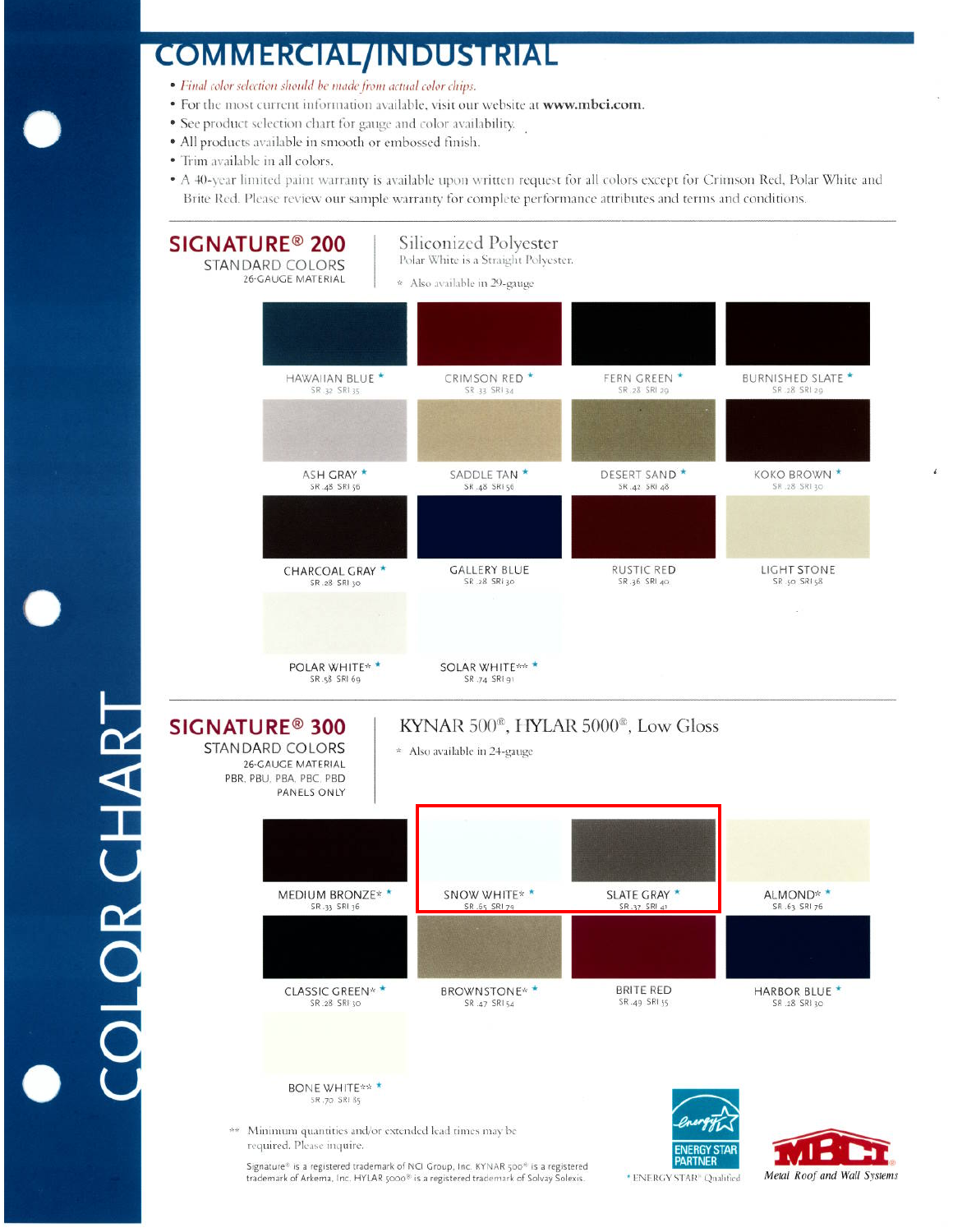# COMMERCIAL/INDUSTRIAL

- *Final color selection should be made from actual color chips.*
- For the most current information available, visit our website at **www.mbci.com**.
- See product selection chart for gauge and color availability.
- All products available in smooth or embossed finish.
- Trim available in all colors.
- A 40-year limited paint warranty is available upon written request for all colors except for Crimson Red, Polar White and Brite Red. Please review our sample warranty for complete performance attributes and terms and conditions.

## SIGNATURE® 200

STANDARD COLORS
26-GAUGE MATERIAL

Siliconized Polyester
Polar White is a Straight Polyester.

* Also available in 29-gauge

| Color | SR | SRI |
|---|---|---|
| HAWAIIAN BLUE * | .32 | 35 |
| CRIMSON RED * | .33 | 34 |
| FERN GREEN * | .28 | 29 |
| BURNISHED SLATE * | .28 | 29 |
| ASH GRAY * | .48 | 56 |
| SADDLE TAN * | .48 | 56 |
| DESERT SAND * | .42 | 48 |
| KOKO BROWN * | .28 | 30 |
| CHARCOAL GRAY * | .28 | 30 |
| GALLERY BLUE | .28 | 30 |
| RUSTIC RED | .36 | 40 |
| LIGHT STONE | .50 | 58 |
| POLAR WHITE* * | .58 | 69 |
| SOLAR WHITE** * | .74 | 91 |

## SIGNATURE® 300

STANDARD COLORS
26-GAUGE MATERIAL
PBR, PBU, PBA, PBC, PBD
PANELS ONLY

KYNAR 500®, HYLAR 5000®, Low Gloss

* Also available in 24-gauge

| Color | SR | SRI |
|---|---|---|
| MEDIUM BRONZE* * | .33 | 36 |
| SNOW WHITE* * | .65 | 79 |
| SLATE GRAY * | .37 | 41 |
| ALMOND* * | .63 | 76 |
| CLASSIC GREEN* * | .28 | 30 |
| BROWNSTONE* * | .47 | 54 |
| BRITE RED | .49 | 55 |
| HARBOR BLUE * | .28 | 30 |
| BONE WHITE** * | .70 | 85 |

** Minimum quantities and/or extended lead times may be required. Please inquire.

Signature® is a registered trademark of NCI Group, Inc. KYNAR 500® is a registered trademark of Arkema, Inc. HYLAR 5000® is a registered trademark of Solvay Solexis.

ENERGY STAR PARTNER

* ENERGY STAR® Qualified

MBCI Metal Roof and Wall Systems

COLOR CHART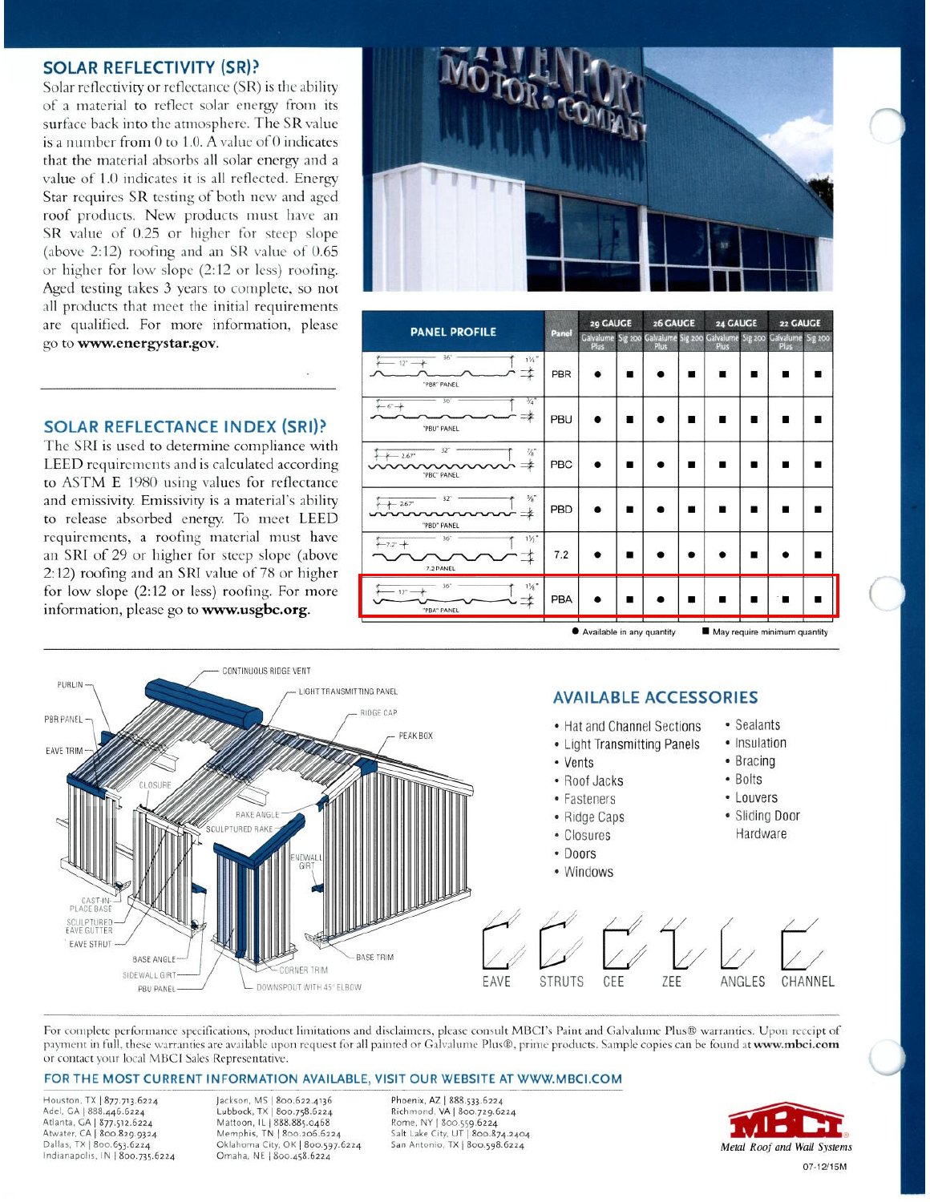## SOLAR REFLECTIVITY (SR)?

Solar reflectivity or reflectance (SR) is the ability of a material to reflect solar energy from its surface back into the atmosphere. The SR value is a number from 0 to 1.0. A value of 0 indicates that the material absorbs all solar energy and a value of 1.0 indicates it is all reflected. Energy Star requires SR testing of both new and aged roof products. New products must have an SR value of 0.25 or higher for steep slope (above 2:12) roofing and an SR value of 0.65 or higher for low slope (2:12 or less) roofing. Aged testing takes 3 years to complete, so not all products that meet the initial requirements are qualified. For more information, please go to **www.energystar.gov**.

## SOLAR REFLECTANCE INDEX (SRI)?

The SRI is used to determine compliance with LEED requirements and is calculated according to ASTM E 1980 using values for reflectance and emissivity. Emissivity is a material's ability to release absorbed energy. To meet LEED requirements, a roofing material must have an SRI of 29 or higher for steep slope (above 2:12) roofing and an SRI value of 78 or higher for low slope (2:12 or less) roofing. For more information, please go to **www.usgbc.org**.

| PANEL PROFILE | Panel | 29 GAUGE | | 26 GAUGE | | 24 GAUGE | | 22 GAUGE | |
|---|---|---|---|---|---|---|---|---|---|
| | | Galvalume Plus | Sig 200 | Galvalume Plus | Sig 200 | Galvalume Plus | Sig 200 | Galvalume Plus | Sig 200 |
| "PBR" PANEL (12", 36", 1¼") | PBR | ● | ■ | ● | ■ | ■ | ■ | ■ | ■ |
| "PBU" PANEL (6", 36", ¾") | PBU | ● | ■ | ● | ■ | ■ | ■ | ■ | ■ |
| "PBC" PANEL (2.67", 32", ⅞") | PBC | ● | ■ | ● | ■ | ■ | ■ | ■ | ■ |
| "PBD" PANEL (2.67", 32", ⅜") | PBD | ● | ■ | ● | ■ | ■ | ■ | ■ | ■ |
| 7.2 PANEL (7.2", 36", 1½") | 7.2 | ● | ■ | ● | ● | ● | ■ | ● | ■ |
| "PBA" PANEL (12", 36", 1⅛") | PBA | ● | ■ | ● | ■ | ■ | ■ | ■ | ■ |

● Available in any quantity ■ May require minimum quantity

CONTINUOUS RIDGE VENT
PURLIN
LIGHT TRANSMITTING PANEL
PBR PANEL
RIDGE CAP
PEAK BOX
EAVE TRIM
CLOSURE
RAKE ANGLE
SCULPTURED RAKE
ENDWALL GIRT
CAST-IN-PLACE BASE
SCULPTURED EAVE GUTTER
EAVE STRUT
BASE ANGLE
BASE TRIM
SIDEWALL GIRT
CORNER TRIM
PBU PANEL
DOWNSPOUT WITH 45° ELBOW

## AVAILABLE ACCESSORIES

- Hat and Channel Sections
- Light Transmitting Panels
- Vents
- Roof Jacks
- Fasteners
- Ridge Caps
- Closures
- Doors
- Windows
- Sealants
- Insulation
- Bracing
- Bolts
- Louvers
- Sliding Door Hardware

EAVE STRUTS CEE ZEE ANGLES CHANNEL

For complete performance specifications, product limitations and disclaimers, please consult MBCI's Paint and Galvalume Plus® warranties. Upon receipt of payment in full, these warranties are available upon request for all painted or Galvalume Plus®, prime products. Sample copies can be found at **www.mbci.com** or contact your local MBCI Sales Representative.

**FOR THE MOST CURRENT INFORMATION AVAILABLE, VISIT OUR WEBSITE AT WWW.MBCI.COM**

Houston, TX | 877.713.6224
Adel, GA | 888.446.6224
Atlanta, GA | 877.512.6224
Atwater, CA | 800.829.9324
Dallas, TX | 800.653.6224
Indianapolis, IN | 800.735.6224
Jackson, MS | 800.622.4136
Lubbock, TX | 800.758.6224
Mattoon, IL | 888.885.0468
Memphis, TN | 800.206.6224
Oklahoma City, OK | 800.597.6224
Omaha, NE | 800.458.6224
Phoenix, AZ | 888.533.6224
Richmond, VA | 800.729.6224
Rome, NY | 800.559.6224
Salt Lake City, UT | 800.874.2404
San Antonio, TX | 800.598.6224

MBCI *Metal Roof and Wall Systems*

07-12/15M